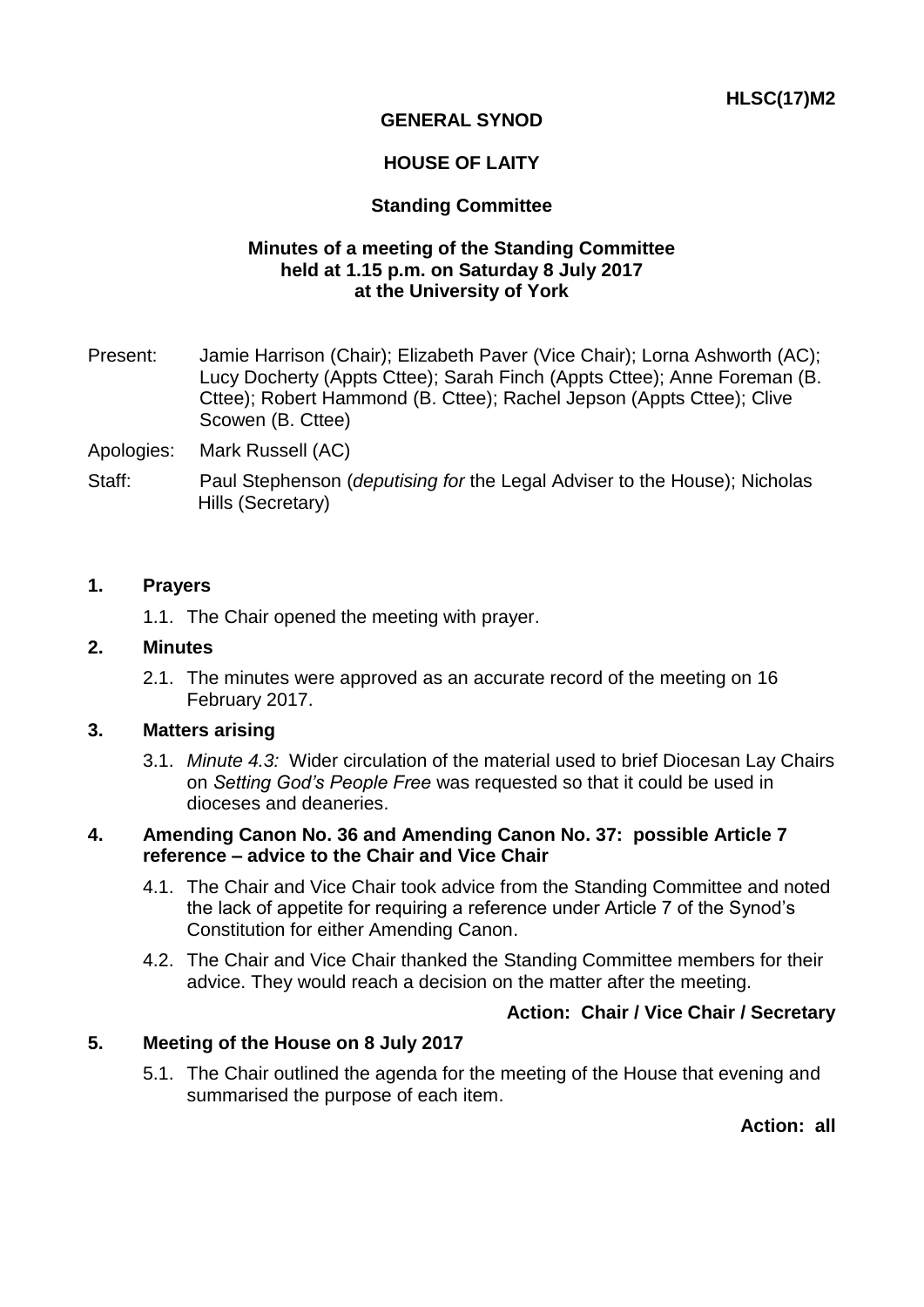**HLSC(17)M2**

**GENERAL SYNOD**

**HOUSE OF LAITY**

**Standing Committee**

**Minutes of a meeting of the Standing Committee held at 1.15 p.m. on Saturday 8 July 2017 at the University of York**

Present: Jamie Harrison (Chair); Elizabeth Paver (Vice Chair); Lorna Ashworth (AC); Lucy Docherty (Appts Cttee); Sarah Finch (Appts Cttee); Anne Foreman (B. Cttee); Robert Hammond (B. Cttee); Rachel Jepson (Appts Cttee); Clive Scowen (B. Cttee)

Apologies: Mark Russell (AC)

Staff: Paul Stephenson (*deputising for* the Legal Adviser to the House); Nicholas Hills (Secretary)

**1. Prayers**

1.1. The Chair opened the meeting with prayer.

**2. Minutes**

2.1. The minutes were approved as an accurate record of the meeting on 16 February 2017.

**3. Matters arising**

3.1. *Minute 4.3:* Wider circulation of the material used to brief Diocesan Lay Chairs on *Setting God's People Free* was requested so that it could be used in dioceses and deaneries.

**4. Amending Canon No. 36 and Amending Canon No. 37: possible Article 7 reference – advice to the Chair and Vice Chair**

4.1. The Chair and Vice Chair took advice from the Standing Committee and noted the lack of appetite for requiring a reference under Article 7 of the Synod's Constitution for either Amending Canon.

4.2. The Chair and Vice Chair thanked the Standing Committee members for their advice. They would reach a decision on the matter after the meeting.

**Action: Chair / Vice Chair / Secretary**

**5. Meeting of the House on 8 July 2017**

5.1. The Chair outlined the agenda for the meeting of the House that evening and summarised the purpose of each item.

**Action: all**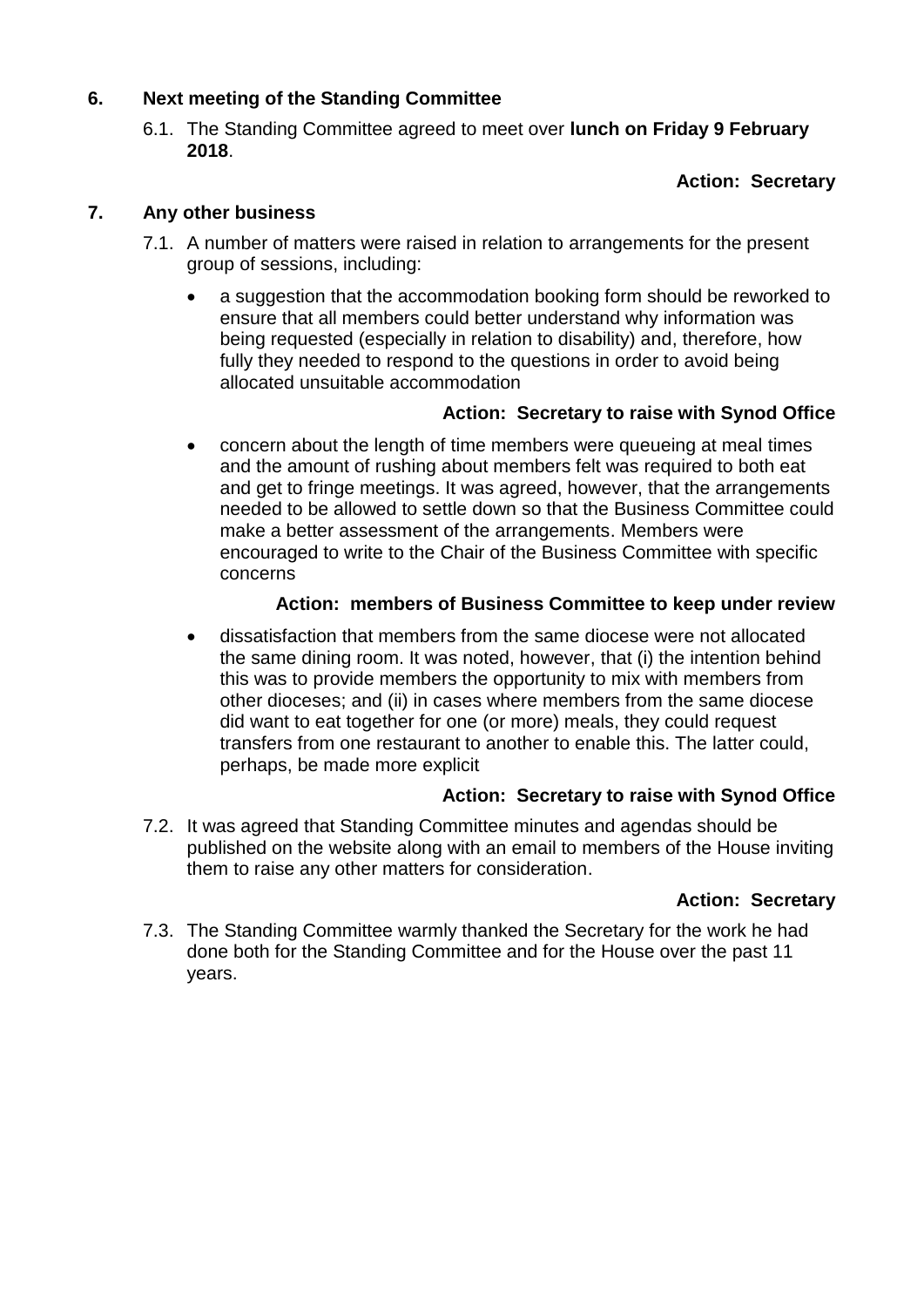## 6. Next meeting of the Standing Committee

6.1. The Standing Committee agreed to meet over **lunch on Friday 9 February 2018**.

**Action: Secretary**

## 7. Any other business

7.1. A number of matters were raised in relation to arrangements for the present group of sessions, including:

- a suggestion that the accommodation booking form should be reworked to ensure that all members could better understand why information was being requested (especially in relation to disability) and, therefore, how fully they needed to respond to the questions in order to avoid being allocated unsuitable accommodation

  **Action: Secretary to raise with Synod Office**

- concern about the length of time members were queueing at meal times and the amount of rushing about members felt was required to both eat and get to fringe meetings. It was agreed, however, that the arrangements needed to be allowed to settle down so that the Business Committee could make a better assessment of the arrangements. Members were encouraged to write to the Chair of the Business Committee with specific concerns

  **Action: members of Business Committee to keep under review**

- dissatisfaction that members from the same diocese were not allocated the same dining room. It was noted, however, that (i) the intention behind this was to provide members the opportunity to mix with members from other dioceses; and (ii) in cases where members from the same diocese did want to eat together for one (or more) meals, they could request transfers from one restaurant to another to enable this. The latter could, perhaps, be made more explicit

  **Action: Secretary to raise with Synod Office**

7.2. It was agreed that Standing Committee minutes and agendas should be published on the website along with an email to members of the House inviting them to raise any other matters for consideration.

**Action: Secretary**

7.3. The Standing Committee warmly thanked the Secretary for the work he had done both for the Standing Committee and for the House over the past 11 years.